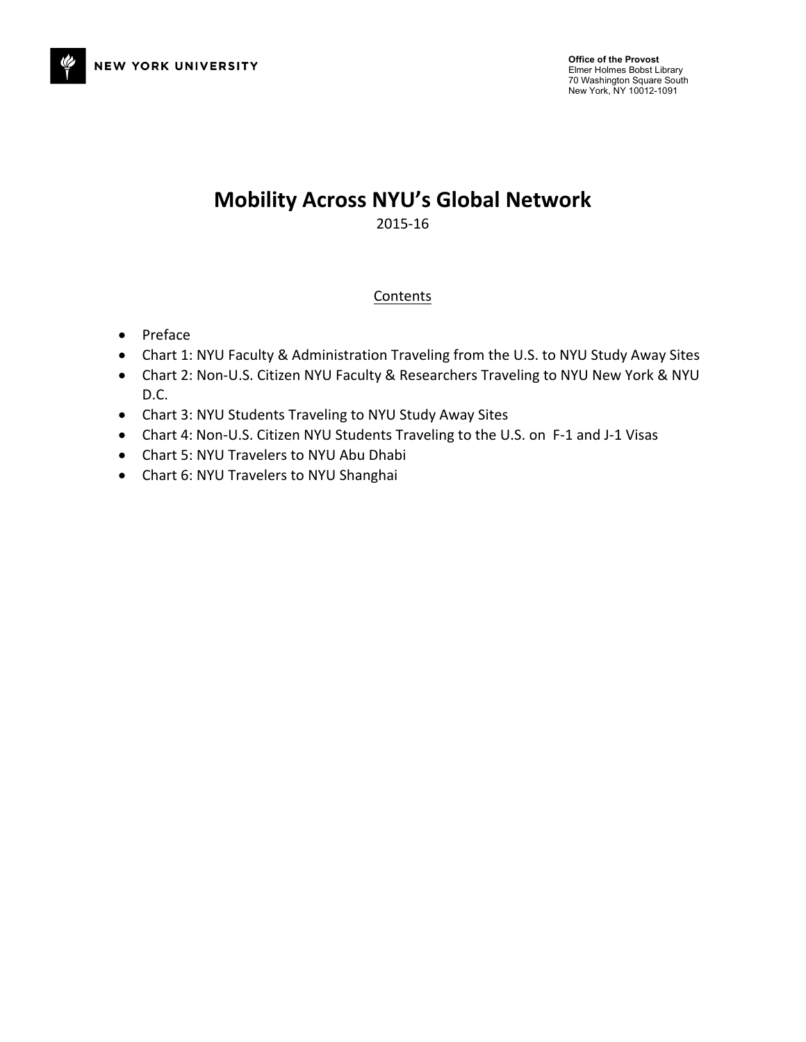NEW YORK UNIVERSITY

**Office of the Provost**
Elmer Holmes Bobst Library
70 Washington Square South
New York, NY 10012-1091

# Mobility Across NYU's Global Network

2015-16

## Contents

- Preface
- Chart 1: NYU Faculty & Administration Traveling from the U.S. to NYU Study Away Sites
- Chart 2: Non-U.S. Citizen NYU Faculty & Researchers Traveling to NYU New York & NYU D.C.
- Chart 3: NYU Students Traveling to NYU Study Away Sites
- Chart 4: Non-U.S. Citizen NYU Students Traveling to the U.S. on F-1 and J-1 Visas
- Chart 5: NYU Travelers to NYU Abu Dhabi
- Chart 6: NYU Travelers to NYU Shanghai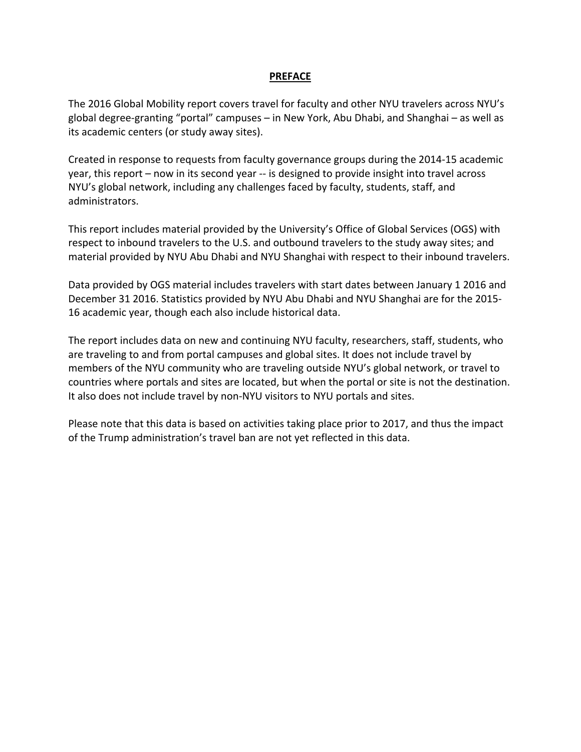## PREFACE

The 2016 Global Mobility report covers travel for faculty and other NYU travelers across NYU's global degree-granting "portal" campuses – in New York, Abu Dhabi, and Shanghai – as well as its academic centers (or study away sites).

Created in response to requests from faculty governance groups during the 2014-15 academic year, this report – now in its second year -- is designed to provide insight into travel across NYU's global network, including any challenges faced by faculty, students, staff, and administrators.

This report includes material provided by the University's Office of Global Services (OGS) with respect to inbound travelers to the U.S. and outbound travelers to the study away sites; and material provided by NYU Abu Dhabi and NYU Shanghai with respect to their inbound travelers.

Data provided by OGS material includes travelers with start dates between January 1 2016 and December 31 2016. Statistics provided by NYU Abu Dhabi and NYU Shanghai are for the 2015-16 academic year, though each also include historical data.

The report includes data on new and continuing NYU faculty, researchers, staff, students, who are traveling to and from portal campuses and global sites. It does not include travel by members of the NYU community who are traveling outside NYU's global network, or travel to countries where portals and sites are located, but when the portal or site is not the destination. It also does not include travel by non-NYU visitors to NYU portals and sites.

Please note that this data is based on activities taking place prior to 2017, and thus the impact of the Trump administration's travel ban are not yet reflected in this data.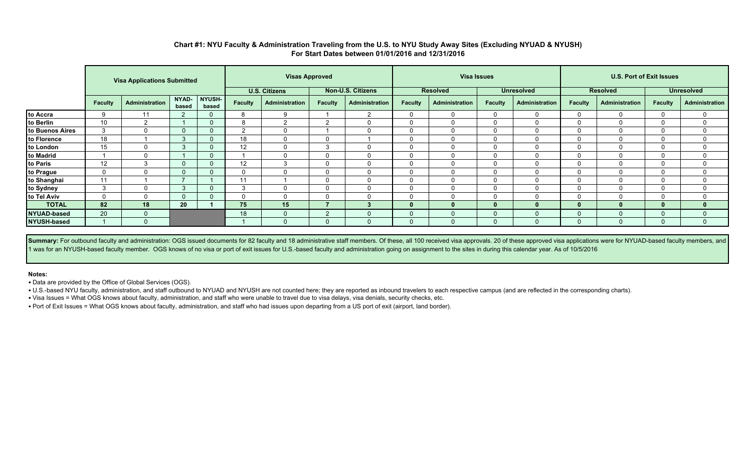**Chart #1: NYU Faculty & Administration Traveling from the U.S. to NYU Study Away Sites (Excluding NYUAD & NYUSH)**
**For Start Dates between 01/01/2016 and 12/31/2016**

| | Visa Applications Submitted | | | | Visas Approved | | | | Visa Issues | | | | U.S. Port of Exit Issues | | | |
|---|---|---|---|---|---|---|---|---|---|---|---|---|---|---|---|---|
| | | | | | U.S. Citizens | | Non-U.S. Citizens | | Resolved | | Unresolved | | Resolved | | Unresolved | |
| | Faculty | Administration | NYAD-based | NYUSH-based | Faculty | Administration | Faculty | Administration | Faculty | Administration | Faculty | Administration | Faculty | Administration | Faculty | Administration |
| to Accra | 9 | 11 | 2 | 0 | 8 | 9 | 1 | 2 | 0 | 0 | 0 | 0 | 0 | 0 | 0 | 0 |
| to Berlin | 10 | 2 | 1 | 0 | 8 | 2 | 2 | 0 | 0 | 0 | 0 | 0 | 0 | 0 | 0 | 0 |
| to Buenos Aires | 3 | 0 | 0 | 0 | 2 | 0 | 1 | 0 | 0 | 0 | 0 | 0 | 0 | 0 | 0 | 0 |
| to Florence | 18 | 1 | 3 | 0 | 18 | 0 | 0 | 1 | 0 | 0 | 0 | 0 | 0 | 0 | 0 | 0 |
| to London | 15 | 0 | 3 | 0 | 12 | 0 | 3 | 0 | 0 | 0 | 0 | 0 | 0 | 0 | 0 | 0 |
| to Madrid | 1 | 0 | 1 | 0 | 1 | 0 | 0 | 0 | 0 | 0 | 0 | 0 | 0 | 0 | 0 | 0 |
| to Paris | 12 | 3 | 0 | 0 | 12 | 3 | 0 | 0 | 0 | 0 | 0 | 0 | 0 | 0 | 0 | 0 |
| to Prague | 0 | 0 | 0 | 0 | 0 | 0 | 0 | 0 | 0 | 0 | 0 | 0 | 0 | 0 | 0 | 0 |
| to Shanghai | 11 | 1 | 7 | 1 | 11 | 1 | 0 | 0 | 0 | 0 | 0 | 0 | 0 | 0 | 0 | 0 |
| to Sydney | 3 | 0 | 3 | 0 | 3 | 0 | 0 | 0 | 0 | 0 | 0 | 0 | 0 | 0 | 0 | 0 |
| to Tel Aviv | 0 | 0 | 0 | 0 | 0 | 0 | 0 | 0 | 0 | 0 | 0 | 0 | 0 | 0 | 0 | 0 |
| **TOTAL** | **82** | **18** | **20** | **1** | **75** | **15** | **7** | **3** | **0** | **0** | **0** | **0** | **0** | **0** | **0** | **0** |
| NYUAD-based | 20 | 0 | | | 18 | 0 | 2 | 0 | 0 | 0 | 0 | 0 | 0 | 0 | 0 | 0 |
| NYUSH-based | 1 | 0 | | | 1 | 0 | 0 | 0 | 0 | 0 | 0 | 0 | 0 | 0 | 0 | 0 |

**Summary:** For outbound faculty and administration: OGS issued documents for 82 faculty and 18 administrative staff members. Of these, all 100 received visa approvals. 20 of these approved visa applications were for NYUAD-based faculty members, and 1 was for an NYUSH-based faculty member. OGS knows of no visa or port of exit issues for U.S.-based faculty and administration going on assignment to the sites in during this calendar year. As of 10/5/2016

**Notes:**

- Data are provided by the Office of Global Services (OGS).
- U.S.-based NYU faculty, administration, and staff outbound to NYUAD and NYUSH are not counted here; they are reported as inbound travelers to each respective campus (and are reflected in the corresponding charts).
- Visa Issues = What OGS knows about faculty, administration, and staff who were unable to travel due to visa delays, visa denials, security checks, etc.
- Port of Exit Issues = What OGS knows about faculty, administration, and staff who had issues upon departing from a US port of exit (airport, land border).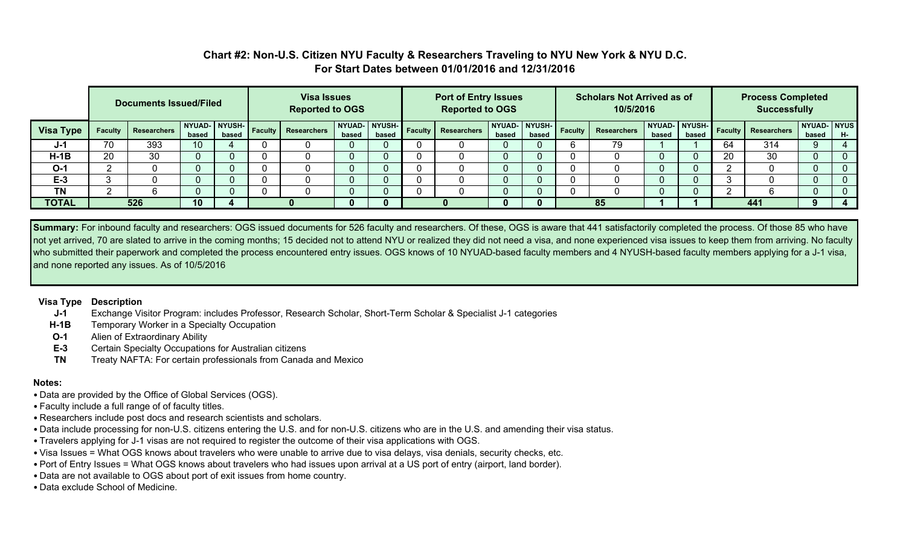## Chart #2: Non-U.S. Citizen NYU Faculty & Researchers Traveling to NYU New York & NYU D.C.
## For Start Dates between 01/01/2016 and 12/31/2016

| | Documents Issued/Filed | | | | Visa Issues Reported to OGS | | | | Port of Entry Issues Reported to OGS | | | | Scholars Not Arrived as of 10/5/2016 | | | | Process Completed Successfully | | | |
|---|---|---|---|---|---|---|---|---|---|---|---|---|---|---|---|---|---|---|---|---|
| **Visa Type** | Faculty | Researchers | NYUAD-based | NYUSH-based | Faculty | Researchers | NYUAD-based | NYUSH-based | Faculty | Researchers | NYUAD-based | NYUSH-based | Faculty | Researchers | NYUAD-based | NYUSH-based | Faculty | Researchers | NYUAD-based | NYUSH- |
| **J-1** | 70 | 393 | 10 | 4 | 0 | 0 | 0 | 0 | 0 | 0 | 0 | 0 | 6 | 79 | 1 | 1 | 64 | 314 | 9 | 4 |
| **H-1B** | 20 | 30 | 0 | 0 | 0 | 0 | 0 | 0 | 0 | 0 | 0 | 0 | 0 | 0 | 0 | 0 | 20 | 30 | 0 | 0 |
| **O-1** | 2 | 0 | 0 | 0 | 0 | 0 | 0 | 0 | 0 | 0 | 0 | 0 | 0 | 0 | 0 | 0 | 2 | 0 | 0 | 0 |
| **E-3** | 3 | 0 | 0 | 0 | 0 | 0 | 0 | 0 | 0 | 0 | 0 | 0 | 0 | 0 | 0 | 0 | 3 | 0 | 0 | 0 |
| **TN** | 2 | 6 | 0 | 0 | 0 | 0 | 0 | 0 | 0 | 0 | 0 | 0 | 0 | 0 | 0 | 0 | 2 | 6 | 0 | 0 |
| **TOTAL** | 526 | | 10 | 4 | 0 | | 0 | 0 | 0 | | 0 | 0 | 85 | | 1 | 1 | 441 | | 9 | 4 |

**Summary:** For inbound faculty and researchers: OGS issued documents for 526 faculty and researchers. Of these, OGS is aware that 441 satisfactorily completed the process. Of those 85 who have not yet arrived, 70 are slated to arrive in the coming months; 15 decided not to attend NYU or realized they did not need a visa, and none experienced visa issues to keep them from arriving. No faculty who submitted their paperwork and completed the process encountered entry issues. OGS knows of 10 NYUAD-based faculty members and 4 NYUSH-based faculty members applying for a J-1 visa, and none reported any issues. As of 10/5/2016

| Visa Type | Description |
|---|---|
| **J-1** | Exchange Visitor Program: includes Professor, Research Scholar, Short-Term Scholar & Specialist J-1 categories |
| **H-1B** | Temporary Worker in a Specialty Occupation |
| **O-1** | Alien of Extraordinary Ability |
| **E-3** | Certain Specialty Occupations for Australian citizens |
| **TN** | Treaty NAFTA: For certain professionals from Canada and Mexico |

**Notes:**

- Data are provided by the Office of Global Services (OGS).
- Faculty include a full range of of faculty titles.
- Researchers include post docs and research scientists and scholars.
- Data include processing for non-U.S. citizens entering the U.S. and for non-U.S. citizens who are in the U.S. and amending their visa status.
- Travelers applying for J-1 visas are not required to register the outcome of their visa applications with OGS.
- Visa Issues = What OGS knows about travelers who were unable to arrive due to visa delays, visa denials, security checks, etc.
- Port of Entry Issues = What OGS knows about travelers who had issues upon arrival at a US port of entry (airport, land border).
- Data are not available to OGS about port of exit issues from home country.
- Data exclude School of Medicine.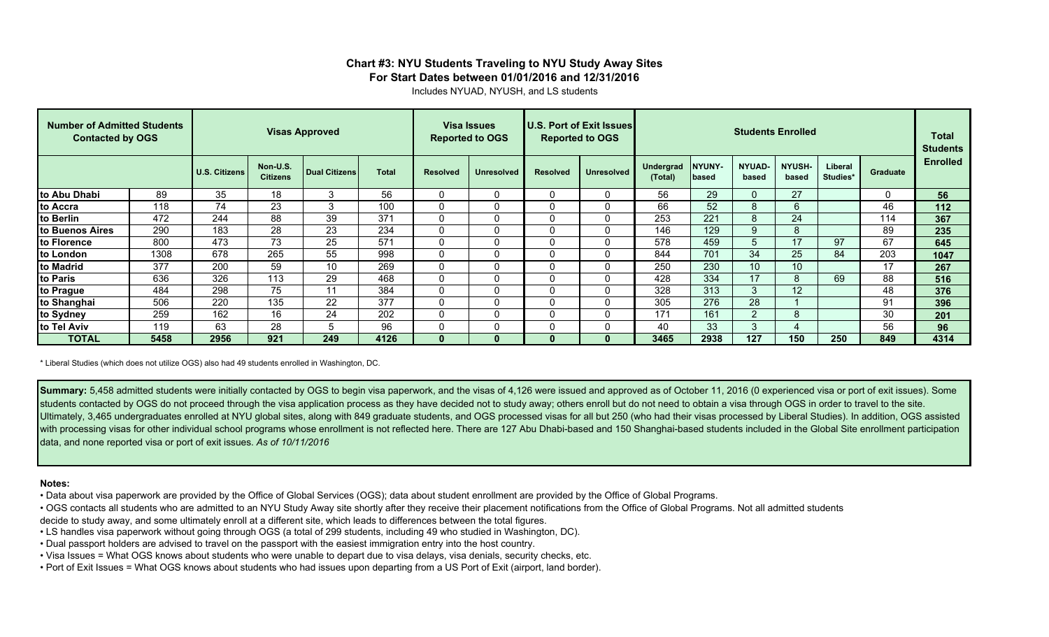### Chart #3: NYU Students Traveling to NYU Study Away Sites
### For Start Dates between 01/01/2016 and 12/31/2016

Includes NYUAD, NYUSH, and LS students

| Number of Admitted Students Contacted by OGS | | Visas Approved | | | | Visa Issues Reported to OGS | | U.S. Port of Exit Issues Reported to OGS | | Students Enrolled | | | | | | Total Students Enrolled |
|---|---|---|---|---|---|---|---|---|---|---|---|---|---|---|---|---|
| | | U.S. Citizens | Non-U.S. Citizens | Dual Citizens | Total | Resolved | Unresolved | Resolved | Unresolved | Undergrad (Total) | NYUNY-based | NYUAD-based | NYUSH-based | Liberal Studies* | Graduate | |
| to Abu Dhabi | 89 | 35 | 18 | 3 | 56 | 0 | 0 | 0 | 0 | 56 | 29 | 0 | 27 | | 0 | 56 |
| to Accra | 118 | 74 | 23 | 3 | 100 | 0 | 0 | 0 | 0 | 66 | 52 | 8 | 6 | | 46 | 112 |
| to Berlin | 472 | 244 | 88 | 39 | 371 | 0 | 0 | 0 | 0 | 253 | 221 | 8 | 24 | | 114 | 367 |
| to Buenos Aires | 290 | 183 | 28 | 23 | 234 | 0 | 0 | 0 | 0 | 146 | 129 | 9 | 8 | | 89 | 235 |
| to Florence | 800 | 473 | 73 | 25 | 571 | 0 | 0 | 0 | 0 | 578 | 459 | 5 | 17 | 97 | 67 | 645 |
| to London | 1308 | 678 | 265 | 55 | 998 | 0 | 0 | 0 | 0 | 844 | 701 | 34 | 25 | 84 | 203 | 1047 |
| to Madrid | 377 | 200 | 59 | 10 | 269 | 0 | 0 | 0 | 0 | 250 | 230 | 10 | 10 | | 17 | 267 |
| to Paris | 636 | 326 | 113 | 29 | 468 | 0 | 0 | 0 | 0 | 428 | 334 | 17 | 8 | 69 | 88 | 516 |
| to Prague | 484 | 298 | 75 | 11 | 384 | 0 | 0 | 0 | 0 | 328 | 313 | 3 | 12 | | 48 | 376 |
| to Shanghai | 506 | 220 | 135 | 22 | 377 | 0 | 0 | 0 | 0 | 305 | 276 | 28 | 1 | | 91 | 396 |
| to Sydney | 259 | 162 | 16 | 24 | 202 | 0 | 0 | 0 | 0 | 171 | 161 | 2 | 8 | | 30 | 201 |
| to Tel Aviv | 119 | 63 | 28 | 5 | 96 | 0 | 0 | 0 | 0 | 40 | 33 | 3 | 4 | | 56 | 96 |
| **TOTAL** | **5458** | **2956** | **921** | **249** | **4126** | **0** | **0** | **0** | **0** | **3465** | **2938** | **127** | **150** | **250** | **849** | **4314** |

\* Liberal Studies (which does not utilize OGS) also had 49 students enrolled in Washington, DC.

**Summary:** 5,458 admitted students were initially contacted by OGS to begin visa paperwork, and the visas of 4,126 were issued and approved as of October 11, 2016 (0 experienced visa or port of exit issues). Some students contacted by OGS do not proceed through the visa application process as they have decided not to study away; others enroll but do not need to obtain a visa through OGS in order to travel to the site. Ultimately, 3,465 undergraduates enrolled at NYU global sites, along with 849 graduate students, and OGS processed visas for all but 250 (who had their visas processed by Liberal Studies). In addition, OGS assisted with processing visas for other individual school programs whose enrollment is not reflected here. There are 127 Abu Dhabi-based and 150 Shanghai-based students included in the Global Site enrollment participation data, and none reported visa or port of exit issues. *As of 10/11/2016*

**Notes:**

- Data about visa paperwork are provided by the Office of Global Services (OGS); data about student enrollment are provided by the Office of Global Programs.
- OGS contacts all students who are admitted to an NYU Study Away site shortly after they receive their placement notifications from the Office of Global Programs. Not all admitted students decide to study away, and some ultimately enroll at a different site, which leads to differences between the total figures.
- LS handles visa paperwork without going through OGS (a total of 299 students, including 49 who studied in Washington, DC).
- Dual passport holders are advised to travel on the passport with the easiest immigration entry into the host country.
- Visa Issues = What OGS knows about students who were unable to depart due to visa delays, visa denials, security checks, etc.
- Port of Exit Issues = What OGS knows about students who had issues upon departing from a US Port of Exit (airport, land border).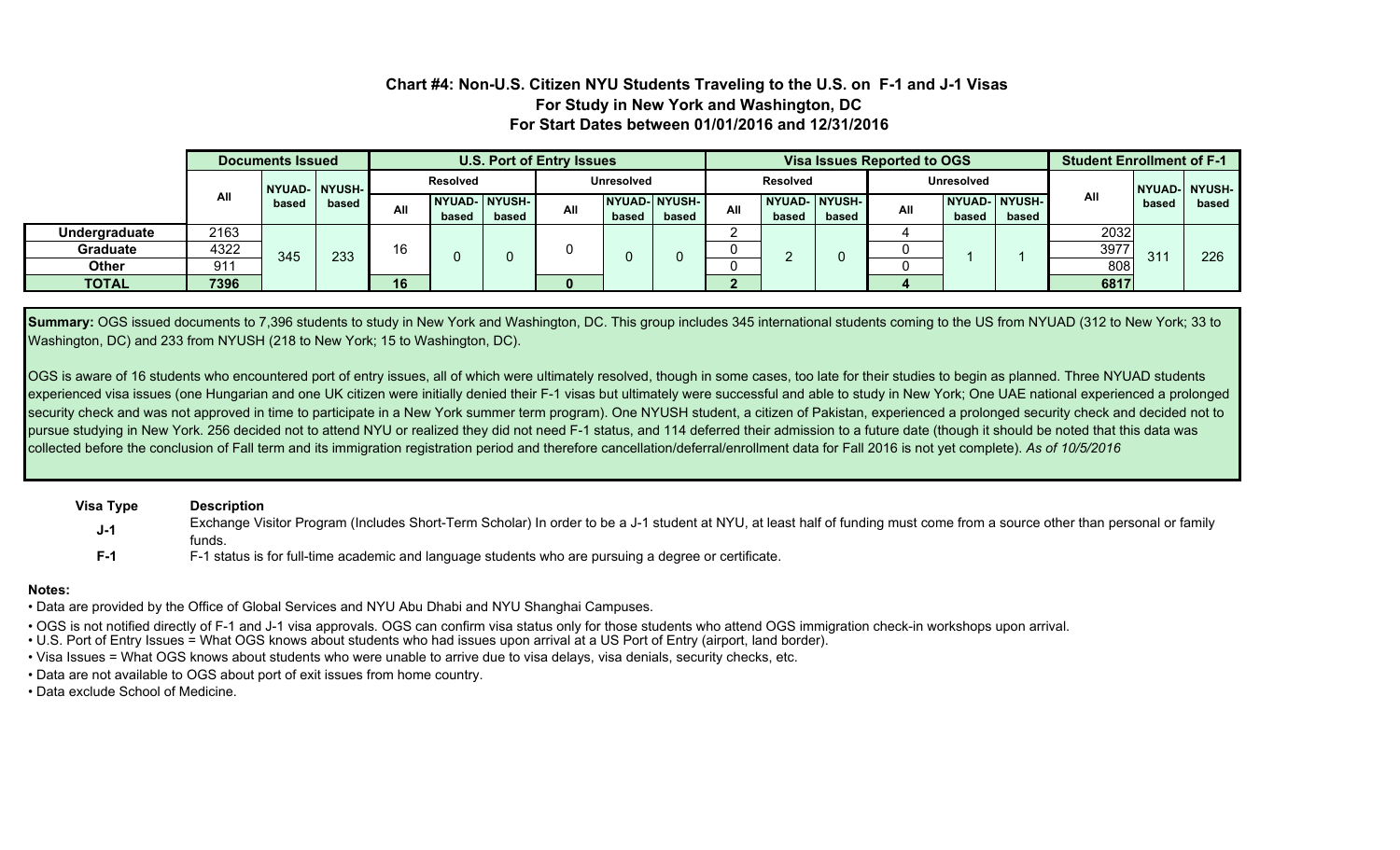## Chart #4: Non-U.S. Citizen NYU Students Traveling to the U.S. on F-1 and J-1 Visas
## For Study in New York and Washington, DC
## For Start Dates between 01/01/2016 and 12/31/2016

| | Documents Issued | | | U.S. Port of Entry Issues | | | | | | Visa Issues Reported to OGS | | | | | | Student Enrollment of F-1 | | |
|---|---|---|---|---|---|---|---|---|---|---|---|---|---|---|---|---|---|---|
| | | | | Resolved | | | Unresolved | | | Resolved | | | Unresolved | | | | | |
| | All | NYUAD-based | NYUSH-based | All | NYUAD-based | NYUSH-based | All | NYUAD-based | NYUSH-based | All | NYUAD-based | NYUSH-based | All | NYUAD-based | NYUSH-based | All | NYUAD-based | NYUSH-based |
| **Undergraduate** | 2163 | 345 | 233 | 16 | 0 | 0 | 0 | 0 | 0 | 2 | 2 | 0 | 4 | 1 | 1 | 2032 | 311 | 226 |
| **Graduate** | 4322 | | | | | | | | | 0 | | | 0 | | | 3977 | | |
| **Other** | 911 | | | | | | | | | 0 | | | 0 | | | 808 | | |
| **TOTAL** | **7396** | | | **16** | | | **0** | | | **2** | | | **4** | | | **6817** | | |

**Summary:** OGS issued documents to 7,396 students to study in New York and Washington, DC. This group includes 345 international students coming to the US from NYUAD (312 to New York; 33 to Washington, DC) and 233 from NYUSH (218 to New York; 15 to Washington, DC).

OGS is aware of 16 students who encountered port of entry issues, all of which were ultimately resolved, though in some cases, too late for their studies to begin as planned. Three NYUAD students experienced visa issues (one Hungarian and one UK citizen were initially denied their F-1 visas but ultimately were successful and able to study in New York; One UAE national experienced a prolonged security check and was not approved in time to participate in a New York summer term program). One NYUSH student, a citizen of Pakistan, experienced a prolonged security check and decided not to pursue studying in New York. 256 decided not to attend NYU or realized they did not need F-1 status, and 114 deferred their admission to a future date (though it should be noted that this data was collected before the conclusion of Fall term and its immigration registration period and therefore cancellation/deferral/enrollment data for Fall 2016 is not yet complete). *As of 10/5/2016*

| Visa Type | Description |
|---|---|
| **J-1** | Exchange Visitor Program (Includes Short-Term Scholar) In order to be a J-1 student at NYU, at least half of funding must come from a source other than personal or family funds. |
| **F-1** | F-1 status is for full-time academic and language students who are pursuing a degree or certificate. |

**Notes:**

- Data are provided by the Office of Global Services and NYU Abu Dhabi and NYU Shanghai Campuses.
- OGS is not notified directly of F-1 and J-1 visa approvals. OGS can confirm visa status only for those students who attend OGS immigration check-in workshops upon arrival.
- U.S. Port of Entry Issues = What OGS knows about students who had issues upon arrival at a US Port of Entry (airport, land border).
- Visa Issues = What OGS knows about students who were unable to arrive due to visa delays, visa denials, security checks, etc.
- Data are not available to OGS about port of exit issues from home country.
- Data exclude School of Medicine.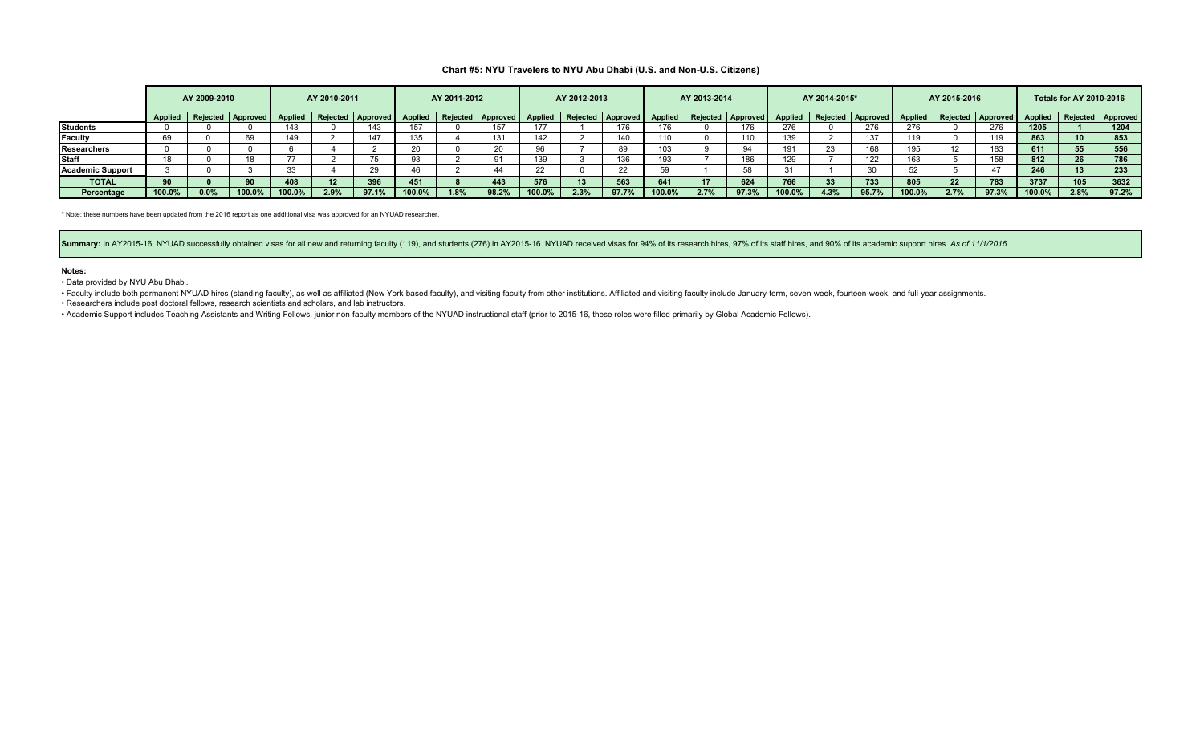### Chart #5: NYU Travelers to NYU Abu Dhabi (U.S. and Non-U.S. Citizens)

| | AY 2009-2010 | | | AY 2010-2011 | | | AY 2011-2012 | | | AY 2012-2013 | | | AY 2013-2014 | | | AY 2014-2015* | | | AY 2015-2016 | | | Totals for AY 2010-2016 | | |
|---|---|---|---|---|---|---|---|---|---|---|---|---|---|---|---|---|---|---|---|---|---|---|---|---|
| | Applied | Rejected | Approved | Applied | Rejected | Approved | Applied | Rejected | Approved | Applied | Rejected | Approved | Applied | Rejected | Approved | Applied | Rejected | Approved | Applied | Rejected | Approved | Applied | Rejected | Approved |
| **Students** | 0 | 0 | 0 | 143 | 0 | 143 | 157 | 0 | 157 | 177 | 1 | 176 | 176 | 0 | 176 | 276 | 0 | 276 | 276 | 0 | 276 | **1205** | **1** | **1204** |
| **Faculty** | 69 | 0 | 69 | 149 | 2 | 147 | 135 | 4 | 131 | 142 | 2 | 140 | 110 | 0 | 110 | 139 | 2 | 137 | 119 | 0 | 119 | **863** | **10** | **853** |
| **Researchers** | 0 | 0 | 0 | 6 | 4 | 2 | 20 | 0 | 20 | 96 | 7 | 89 | 103 | 9 | 94 | 191 | 23 | 168 | 195 | 12 | 183 | **611** | **55** | **556** |
| **Staff** | 18 | 0 | 18 | 77 | 2 | 75 | 93 | 2 | 91 | 139 | 3 | 136 | 193 | 7 | 186 | 129 | 7 | 122 | 163 | 5 | 158 | **812** | **26** | **786** |
| **Academic Support** | 3 | 0 | 3 | 33 | 4 | 29 | 46 | 2 | 44 | 22 | 0 | 22 | 59 | 1 | 58 | 31 | 1 | 30 | 52 | 5 | 47 | **246** | **13** | **233** |
| **TOTAL** | **90** | **0** | **90** | **408** | **12** | **396** | **451** | **8** | **443** | **576** | **13** | **563** | **641** | **17** | **624** | **766** | **33** | **733** | **805** | **22** | **783** | **3737** | **105** | **3632** |
| **Percentage** | **100.0%** | **0.0%** | **100.0%** | **100.0%** | **2.9%** | **97.1%** | **100.0%** | **1.8%** | **98.2%** | **100.0%** | **2.3%** | **97.7%** | **100.0%** | **2.7%** | **97.3%** | **100.0%** | **4.3%** | **95.7%** | **100.0%** | **2.7%** | **97.3%** | **100.0%** | **2.8%** | **97.2%** |

* Note: these numbers have been updated from the 2016 report as one additional visa was approved for an NYUAD researcher.

**Summary:** In AY2015-16, NYUAD successfully obtained visas for all new and returning faculty (119), and students (276) in AY2015-16. NYUAD received visas for 94% of its research hires, 97% of its staff hires, and 90% of its academic support hires. *As of 11/1/2016*

**Notes:**

- Data provided by NYU Abu Dhabi.
- Faculty include both permanent NYUAD hires (standing faculty), as well as affiliated (New York-based faculty), and visiting faculty from other institutions. Affiliated and visiting faculty include January-term, seven-week, fourteen-week, and full-year assignments.
- Researchers include post doctoral fellows, research scientists and scholars, and lab instructors.
- Academic Support includes Teaching Assistants and Writing Fellows, junior non-faculty members of the NYUAD instructional staff (prior to 2015-16, these roles were filled primarily by Global Academic Fellows).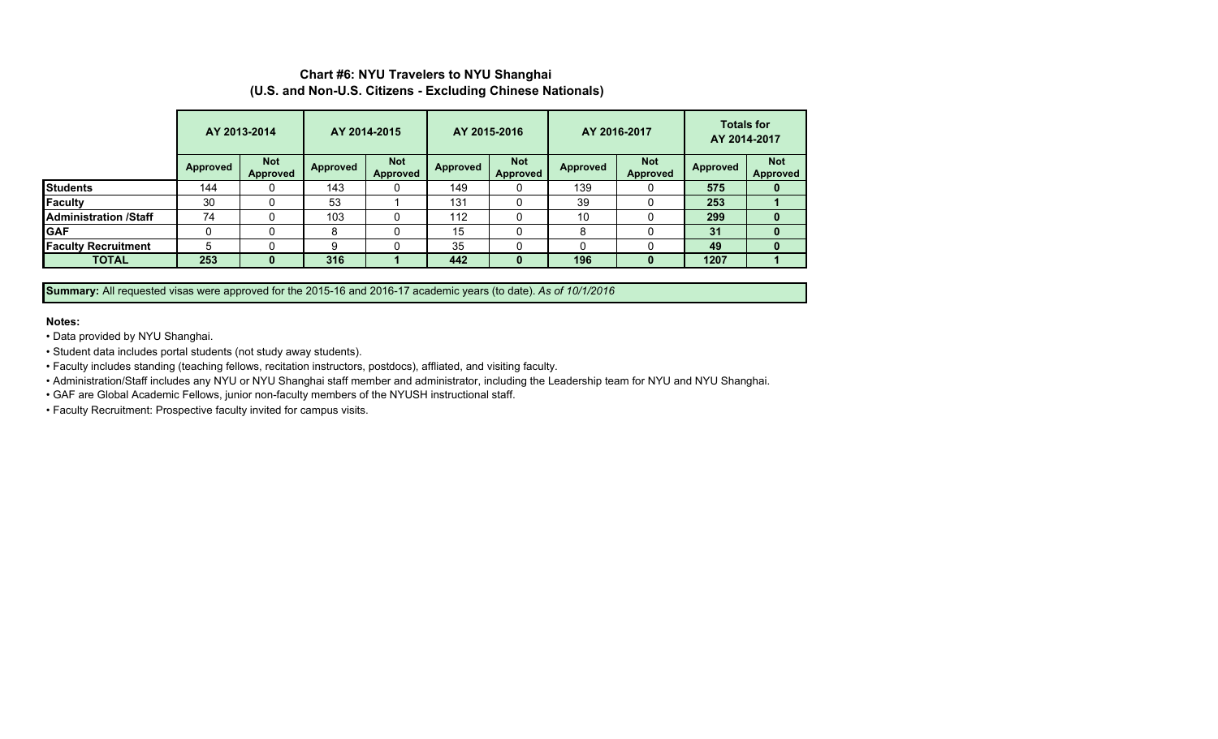**Chart #6: NYU Travelers to NYU Shanghai**
**(U.S. and Non-U.S. Citizens - Excluding Chinese Nationals)**

| | AY 2013-2014 | | AY 2014-2015 | | AY 2015-2016 | | AY 2016-2017 | | Totals for AY 2014-2017 | |
|---|---|---|---|---|---|---|---|---|---|---|
| | Approved | Not Approved | Approved | Not Approved | Approved | Not Approved | Approved | Not Approved | Approved | Not Approved |
| **Students** | 144 | 0 | 143 | 0 | 149 | 0 | 139 | 0 | **575** | **0** |
| **Faculty** | 30 | 0 | 53 | 1 | 131 | 0 | 39 | 0 | **253** | **1** |
| **Administration /Staff** | 74 | 0 | 103 | 0 | 112 | 0 | 10 | 0 | **299** | **0** |
| **GAF** | 0 | 0 | 8 | 0 | 15 | 0 | 8 | 0 | **31** | **0** |
| **Faculty Recruitment** | 5 | 0 | 9 | 0 | 35 | 0 | 0 | 0 | **49** | **0** |
| **TOTAL** | **253** | **0** | **316** | **1** | **442** | **0** | **196** | **0** | **1207** | **1** |

**Summary:** All requested visas were approved for the 2015-16 and 2016-17 academic years (to date). *As of 10/1/2016*

**Notes:**

- Data provided by NYU Shanghai.
- Student data includes portal students (not study away students).
- Faculty includes standing (teaching fellows, recitation instructors, postdocs), affliated, and visiting faculty.
- Administration/Staff includes any NYU or NYU Shanghai staff member and administrator, including the Leadership team for NYU and NYU Shanghai.
- GAF are Global Academic Fellows, junior non-faculty members of the NYUSH instructional staff.
- Faculty Recruitment: Prospective faculty invited for campus visits.